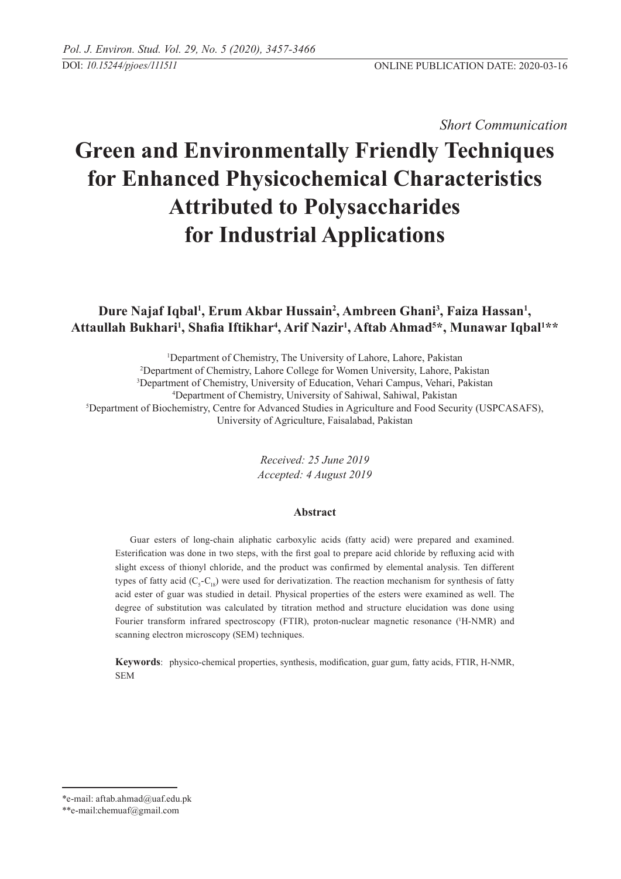*Short Communication*

# Green and Environmentally Friendly Techniques for Enhanced Physicochemical Characteristics Attributed to Polysaccharides for Industrial Applications

**Dure Najaf Iqbal[1], Erum Akbar Hussain[2], Ambreen Ghani[3], Faiza Hassan[1], Attaullah Bukhari[1], Shafia Iftikhar[4], Arif Nazir[1], Aftab Ahmad[5]*, Munawar Iqbal[1]****

[1]Department of Chemistry, The University of Lahore, Lahore, Pakistan
[2]Department of Chemistry, Lahore College for Women University, Lahore, Pakistan
[3]Department of Chemistry, University of Education, Vehari Campus, Vehari, Pakistan
[4]Department of Chemistry, University of Sahiwal, Sahiwal, Pakistan
[5]Department of Biochemistry, Centre for Advanced Studies in Agriculture and Food Security (USPCASAFS), University of Agriculture, Faisalabad, Pakistan

*Received: 25 June 2019*
*Accepted: 4 August 2019*

## Abstract

Guar esters of long-chain aliphatic carboxylic acids (fatty acid) were prepared and examined. Esterification was done in two steps, with the first goal to prepare acid chloride by refluxing acid with slight excess of thionyl chloride, and the product was confirmed by elemental analysis. Ten different types of fatty acid ($C_5$-$C_{18}$) were used for derivatization. The reaction mechanism for synthesis of fatty acid ester of guar was studied in detail. Physical properties of the esters were examined as well. The degree of substitution was calculated by titration method and structure elucidation was done using Fourier transform infrared spectroscopy (FTIR), proton-nuclear magnetic resonance ($^1$H-NMR) and scanning electron microscopy (SEM) techniques.

**Keywords**: physico-chemical properties, synthesis, modification, guar gum, fatty acids, FTIR, H-NMR, SEM

---

*e-mail: aftab.ahmad@uaf.edu.pk
**e-mail:chemuaf@gmail.com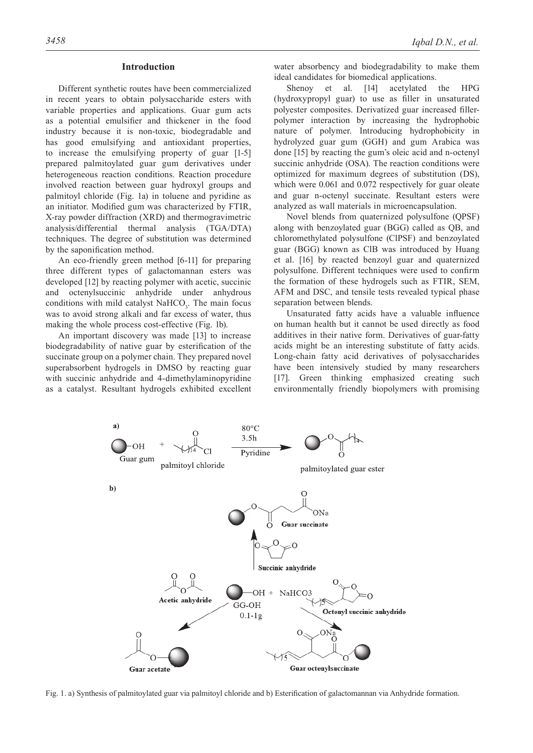## Introduction

Different synthetic routes have been commercialized in recent years to obtain polysaccharide esters with variable properties and applications. Guar gum acts as a potential emulsifier and thickener in the food industry because it is non-toxic, biodegradable and has good emulsifying and antioxidant properties, to increase the emulsifying property of guar [1-5] prepared palmitoylated guar gum derivatives under heterogeneous reaction conditions. Reaction procedure involved reaction between guar hydroxyl groups and palmitoyl chloride (Fig. 1a) in toluene and pyridine as an initiator. Modified gum was characterized by FTIR, X-ray powder diffraction (XRD) and thermogravimetric analysis/differential thermal analysis (TGA/DTA) techniques. The degree of substitution was determined by the saponification method.

An eco-friendly green method [6-11] for preparing three different types of galactomannan esters was developed [12] by reacting polymer with acetic, succinic and octenylsuccinic anhydride under anhydrous conditions with mild catalyst $NaHCO_3$. The main focus was to avoid strong alkali and far excess of water, thus making the whole process cost-effective (Fig. 1b).

An important discovery was made [13] to increase biodegradability of native guar by esterification of the succinate group on a polymer chain. They prepared novel superabsorbent hydrogels in DMSO by reacting guar with succinic anhydride and 4-dimethylaminopyridine as a catalyst. Resultant hydrogels exhibited excellent water absorbency and biodegradability to make them ideal candidates for biomedical applications.

Shenoy et al. [14] acetylated the HPG (hydroxypropyl guar) to use as filler in unsaturated polyester composites. Derivatized guar increased filler-polymer interaction by increasing the hydrophobic nature of polymer. Introducing hydrophobicity in hydrolyzed guar gum (GGH) and gum Arabica was done [15] by reacting the gum's oleic acid and n-octenyl succinic anhydride (OSA). The reaction conditions were optimized for maximum degrees of substitution (DS), which were 0.061 and 0.072 respectively for guar oleate and guar n-octenyl succinate. Resultant esters were analyzed as wall materials in microencapsulation.

Novel blends from quaternized polysulfone (QPSF) along with benzoylated guar (BGG) called as QB, and chloromethylated polysulfone (ClPSF) and benzoylated guar (BGG) known as ClB was introduced by Huang et al. [16] by reacted benzoyl guar and quaternized polysulfone. Different techniques were used to confirm the formation of these hydrogels such as FTIR, SEM, AFM and DSC, and tensile tests revealed typical phase separation between blends.

Unsaturated fatty acids have a valuable influence on human health but it cannot be used directly as food additives in their native form. Derivatives of guar-fatty acids might be an interesting substitute of fatty acids. Long-chain fatty acid derivatives of polysaccharides have been intensively studied by many researchers [17]. Green thinking emphasized creating such environmentally friendly biopolymers with promising

Fig. 1. a) Synthesis of palmitoylated guar via palmitoyl chloride and b) Esterification of galactomannan via Anhydride formation.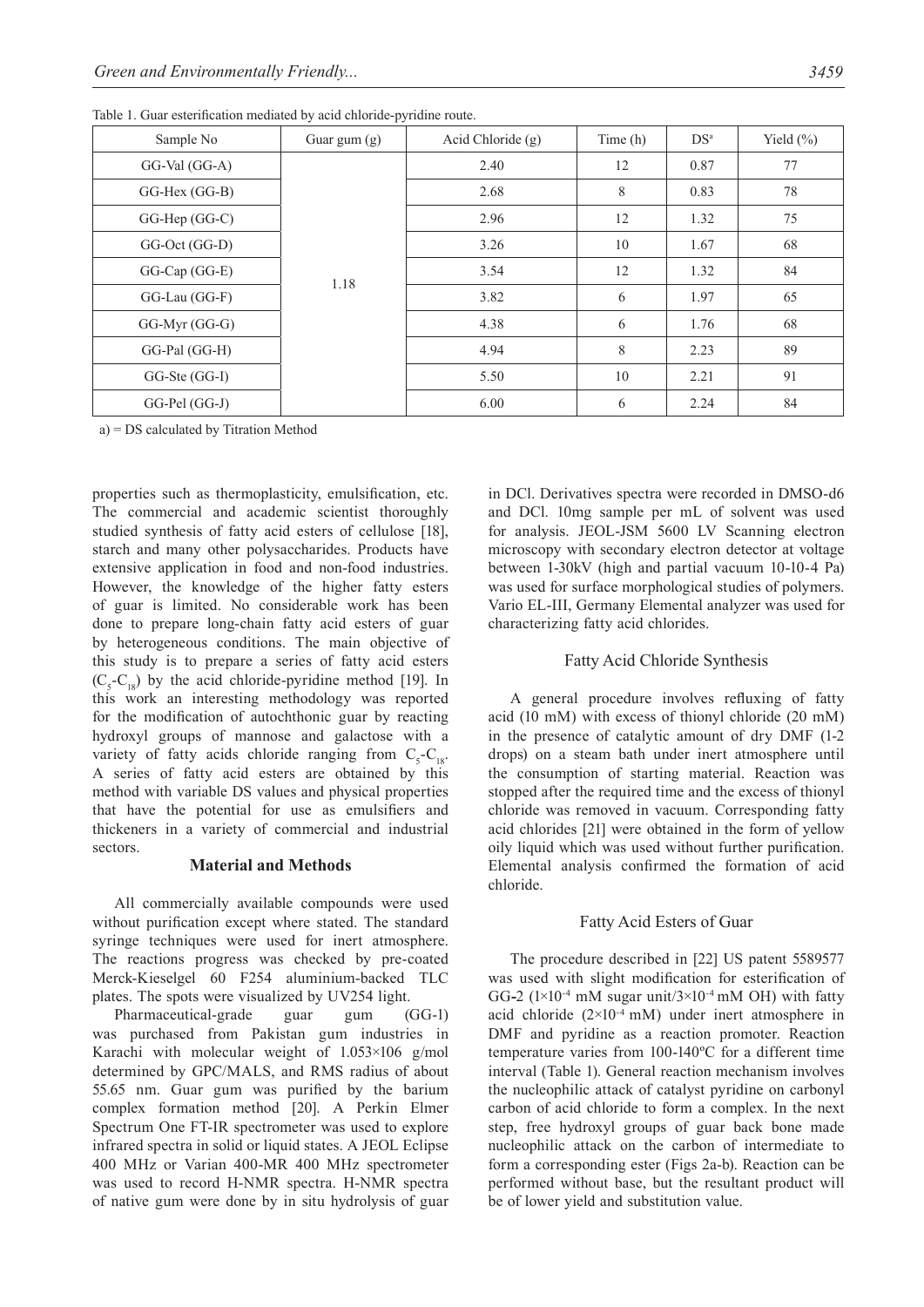Table 1. Guar esterification mediated by acid chloride-pyridine route.

| Sample No | Guar gum (g) | Acid Chloride (g) | Time (h) | DS[a] | Yield (%) |
|---|---|---|---|---|---|
| GG-Val (GG-A) | 1.18 | 2.40 | 12 | 0.87 | 77 |
| GG-Hex (GG-B) | | 2.68 | 8 | 0.83 | 78 |
| GG-Hep (GG-C) | | 2.96 | 12 | 1.32 | 75 |
| GG-Oct (GG-D) | | 3.26 | 10 | 1.67 | 68 |
| GG-Cap (GG-E) | | 3.54 | 12 | 1.32 | 84 |
| GG-Lau (GG-F) | | 3.82 | 6 | 1.97 | 65 |
| GG-Myr (GG-G) | | 4.38 | 6 | 1.76 | 68 |
| GG-Pal (GG-H) | | 4.94 | 8 | 2.23 | 89 |
| GG-Ste (GG-I) | | 5.50 | 10 | 2.21 | 91 |
| GG-Pel (GG-J) | | 6.00 | 6 | 2.24 | 84 |

a) = DS calculated by Titration Method

properties such as thermoplasticity, emulsification, etc. The commercial and academic scientist thoroughly studied synthesis of fatty acid esters of cellulose [18], starch and many other polysaccharides. Products have extensive application in food and non-food industries. However, the knowledge of the higher fatty esters of guar is limited. No considerable work has been done to prepare long-chain fatty acid esters of guar by heterogeneous conditions. The main objective of this study is to prepare a series of fatty acid esters ($C_5$-$C_{18}$) by the acid chloride-pyridine method [19]. In this work an interesting methodology was reported for the modification of autochthonic guar by reacting hydroxyl groups of mannose and galactose with a variety of fatty acids chloride ranging from $C_5$-$C_{18}$. A series of fatty acid esters are obtained by this method with variable DS values and physical properties that have the potential for use as emulsifiers and thickeners in a variety of commercial and industrial sectors.

## Material and Methods

All commercially available compounds were used without purification except where stated. The standard syringe techniques were used for inert atmosphere. The reactions progress was checked by pre-coated Merck-Kieselgel 60 F254 aluminium-backed TLC plates. The spots were visualized by UV254 light.

Pharmaceutical-grade guar gum (GG-1) was purchased from Pakistan gum industries in Karachi with molecular weight of 1.053×106 g/mol determined by GPC/MALS, and RMS radius of about 55.65 nm. Guar gum was purified by the barium complex formation method [20]. A Perkin Elmer Spectrum One FT-IR spectrometer was used to explore infrared spectra in solid or liquid states. A JEOL Eclipse 400 MHz or Varian 400-MR 400 MHz spectrometer was used to record H-NMR spectra. H-NMR spectra of native gum were done by in situ hydrolysis of guar in DCl. Derivatives spectra were recorded in DMSO-d6 and DCl. 10mg sample per mL of solvent was used for analysis. JEOL-JSM 5600 LV Scanning electron microscopy with secondary electron detector at voltage between 1-30kV (high and partial vacuum 10-10-4 Pa) was used for surface morphological studies of polymers. Vario EL-III, Germany Elemental analyzer was used for characterizing fatty acid chlorides.

### Fatty Acid Chloride Synthesis

A general procedure involves refluxing of fatty acid (10 mM) with excess of thionyl chloride (20 mM) in the presence of catalytic amount of dry DMF (1-2 drops) on a steam bath under inert atmosphere until the consumption of starting material. Reaction was stopped after the required time and the excess of thionyl chloride was removed in vacuum. Corresponding fatty acid chlorides [21] were obtained in the form of yellow oily liquid which was used without further purification. Elemental analysis confirmed the formation of acid chloride.

### Fatty Acid Esters of Guar

The procedure described in [22] US patent 5589577 was used with slight modification for esterification of GG-2 ($1\times10^{-4}$ mM sugar unit/$3\times10^{-4}$ mM OH) with fatty acid chloride ($2\times10^{-4}$ mM) under inert atmosphere in DMF and pyridine as a reaction promoter. Reaction temperature varies from 100-140ºC for a different time interval (Table 1). General reaction mechanism involves the nucleophilic attack of catalyst pyridine on carbonyl carbon of acid chloride to form a complex. In the next step, free hydroxyl groups of guar back bone made nucleophilic attack on the carbon of intermediate to form a corresponding ester (Figs 2a-b). Reaction can be performed without base, but the resultant product will be of lower yield and substitution value.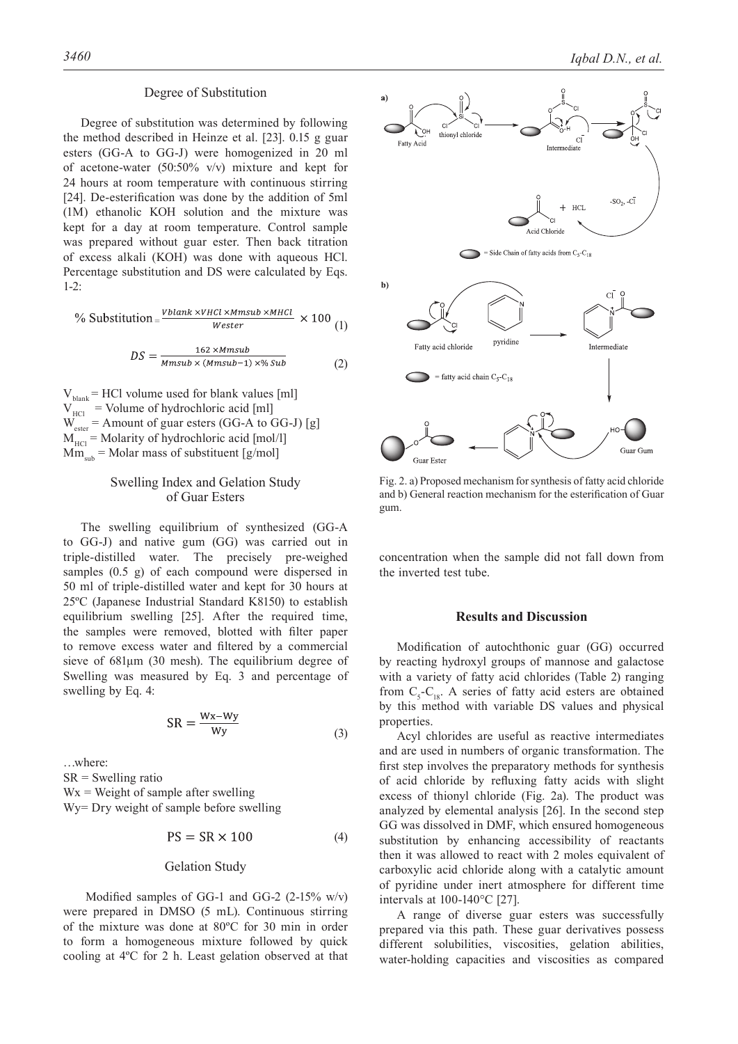### Degree of Substitution

Degree of substitution was determined by following the method described in Heinze et al. [23]. 0.15 g guar esters (GG-A to GG-J) were homogenized in 20 ml of acetone-water (50:50% v/v) mixture and kept for 24 hours at room temperature with continuous stirring [24]. De-esterification was done by the addition of 5ml (1M) ethanolic KOH solution and the mixture was kept for a day at room temperature. Control sample was prepared without guar ester. Then back titration of excess alkali (KOH) was done with aqueous HCl. Percentage substitution and DS were calculated by Eqs. 1-2:

$$\% \text{ Substitution} = \frac{Vblank \times VHCl \times Mmsub \times MHCl}{Wester} \times 100 \quad (1)$$

$$DS = \frac{162 \times Mmsub}{Mmsub \times (Mmsub - 1) \times \% Sub} \quad (2)$$

$V_{blank}$ = HCl volume used for blank values [ml]
$V_{HCl}$ = Volume of hydrochloric acid [ml]
$W_{ester}$ = Amount of guar esters (GG-A to GG-J) [g]
$M_{HCl}$ = Molarity of hydrochloric acid [mol/l]
$Mm_{sub}$ = Molar mass of substituent [g/mol]

### Swelling Index and Gelation Study of Guar Esters

The swelling equilibrium of synthesized (GG-A to GG-J) and native gum (GG) was carried out in triple-distilled water. The precisely pre-weighed samples (0.5 g) of each compound were dispersed in 50 ml of triple-distilled water and kept for 30 hours at 25ºC (Japanese Industrial Standard K8150) to establish equilibrium swelling [25]. After the required time, the samples were removed, blotted with filter paper to remove excess water and filtered by a commercial sieve of 681µm (30 mesh). The equilibrium degree of Swelling was measured by Eq. 3 and percentage of swelling by Eq. 4:

$$SR = \frac{Wx - Wy}{Wy} \quad (3)$$

…where:
SR = Swelling ratio
Wx = Weight of sample after swelling
Wy= Dry weight of sample before swelling

$$PS = SR \times 100 \quad (4)$$

### Gelation Study

Modified samples of GG-1 and GG-2 (2-15% w/v) were prepared in DMSO (5 mL). Continuous stirring of the mixture was done at 80ºC for 30 min in order to form a homogeneous mixture followed by quick cooling at 4ºC for 2 h. Least gelation observed at that concentration when the sample did not fall down from the inverted test tube.

Fig. 2. a) Proposed mechanism for synthesis of fatty acid chloride and b) General reaction mechanism for the esterification of Guar gum.

## Results and Discussion

Modification of autochthonic guar (GG) occurred by reacting hydroxyl groups of mannose and galactose with a variety of fatty acid chlorides (Table 2) ranging from $C_5$-$C_{18}$. A series of fatty acid esters are obtained by this method with variable DS values and physical properties.

Acyl chlorides are useful as reactive intermediates and are used in numbers of organic transformation. The first step involves the preparatory methods for synthesis of acid chloride by refluxing fatty acids with slight excess of thionyl chloride (Fig. 2a). The product was analyzed by elemental analysis [26]. In the second step GG was dissolved in DMF, which ensured homogeneous substitution by enhancing accessibility of reactants then it was allowed to react with 2 moles equivalent of carboxylic acid chloride along with a catalytic amount of pyridine under inert atmosphere for different time intervals at 100-140°C [27].

A range of diverse guar esters was successfully prepared via this path. These guar derivatives possess different solubilities, viscosities, gelation abilities, water-holding capacities and viscosities as compared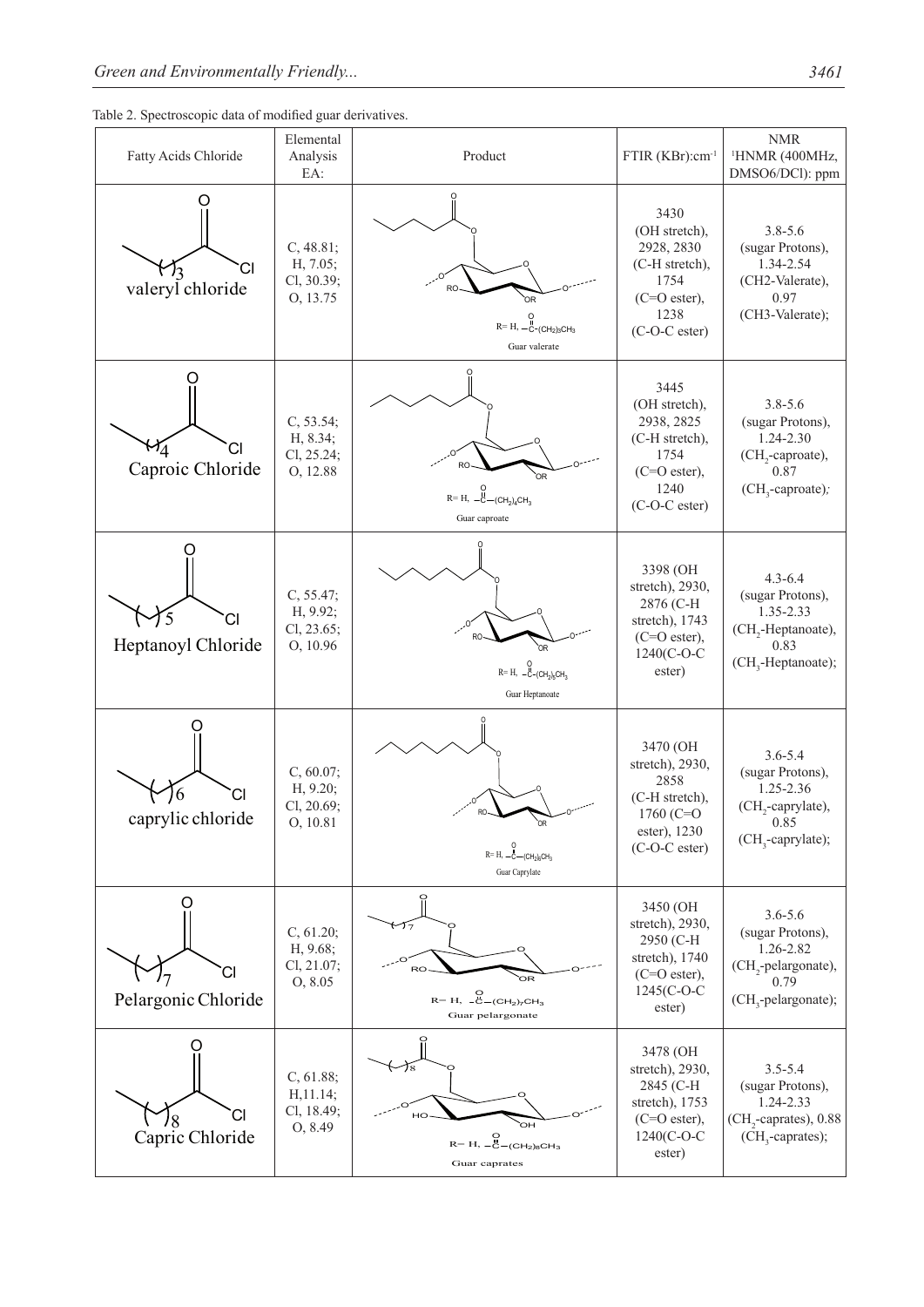Table 2. Spectroscopic data of modified guar derivatives.

| Fatty Acids Chloride | Elemental Analysis EA: | Product | FTIR (KBr):cm$^{-1}$ | NMR $^{1}$HNMR (400MHz, DMSO6/DCl): ppm |
|---|---|---|---|---|
| valeryl chloride | C, 48.81; H, 7.05; Cl, 30.39; O, 13.75 | R= H, $-C(=O)-(CH_2)_3CH_3$ Guar valerate | 3430 (OH stretch), 2928, 2830 (C-H stretch), 1754 (C=O ester), 1238 (C-O-C ester) | 3.8-5.6 (sugar Protons), 1.34-2.54 (CH2-Valerate), 0.97 (CH3-Valerate); |
| Caproic Chloride | C, 53.54; H, 8.34; Cl, 25.24; O, 12.88 | R= H, $-C(=O)-(CH_2)_4CH_3$ Guar caproate | 3445 (OH stretch), 2938, 2825 (C-H stretch), 1754 (C=O ester), 1240 (C-O-C ester) | 3.8-5.6 (sugar Protons), 1.24-2.30 ($CH_2$-caproate), 0.87 ($CH_3$-caproate); |
| Heptanoyl Chloride | C, 55.47; H, 9.92; Cl, 23.65; O, 10.96 | R= H, $-C(=O)-(CH_2)_5CH_3$ Guar Heptanoate | 3398 (OH stretch), 2930, 2876 (C-H stretch), 1743 (C=O ester), 1240(C-O-C ester) | 4.3-6.4 (sugar Protons), 1.35-2.33 ($CH_2$-Heptanoate), 0.83 ($CH_3$-Heptanoate); |
| caprylic chloride | C, 60.07; H, 9.20; Cl, 20.69; O, 10.81 | R= H, $-C(=O)-(CH_2)_6CH_3$ Guar Caprylate | 3470 (OH stretch), 2930, 2858 (C-H stretch), 1760 (C=O ester), 1230 (C-O-C ester) | 3.6-5.4 (sugar Protons), 1.25-2.36 ($CH_2$-caprylate), 0.85 ($CH_3$-caprylate); |
| Pelargonic Chloride | C, 61.20; H, 9.68; Cl, 21.07; O, 8.05 | R= H, $-C(=O)-(CH_2)_7CH_3$ Guar pelargonate | 3450 (OH stretch), 2930, 2950 (C-H stretch), 1740 (C=O ester), 1245(C-O-C ester) | 3.6-5.6 (sugar Protons), 1.26-2.82 ($CH_2$-pelargonate), 0.79 ($CH_3$-pelargonate); |
| Capric Chloride | C, 61.88; H,11.14; Cl, 18.49; O, 8.49 | R= H, $-C(=O)-(CH_2)_8CH_3$ Guar caprates | 3478 (OH stretch), 2930, 2845 (C-H stretch), 1753 (C=O ester), 1240(C-O-C ester) | 3.5-5.4 (sugar Protons), 1.24-2.33 ($CH_2$-caprates), 0.88 ($CH_3$-caprates); |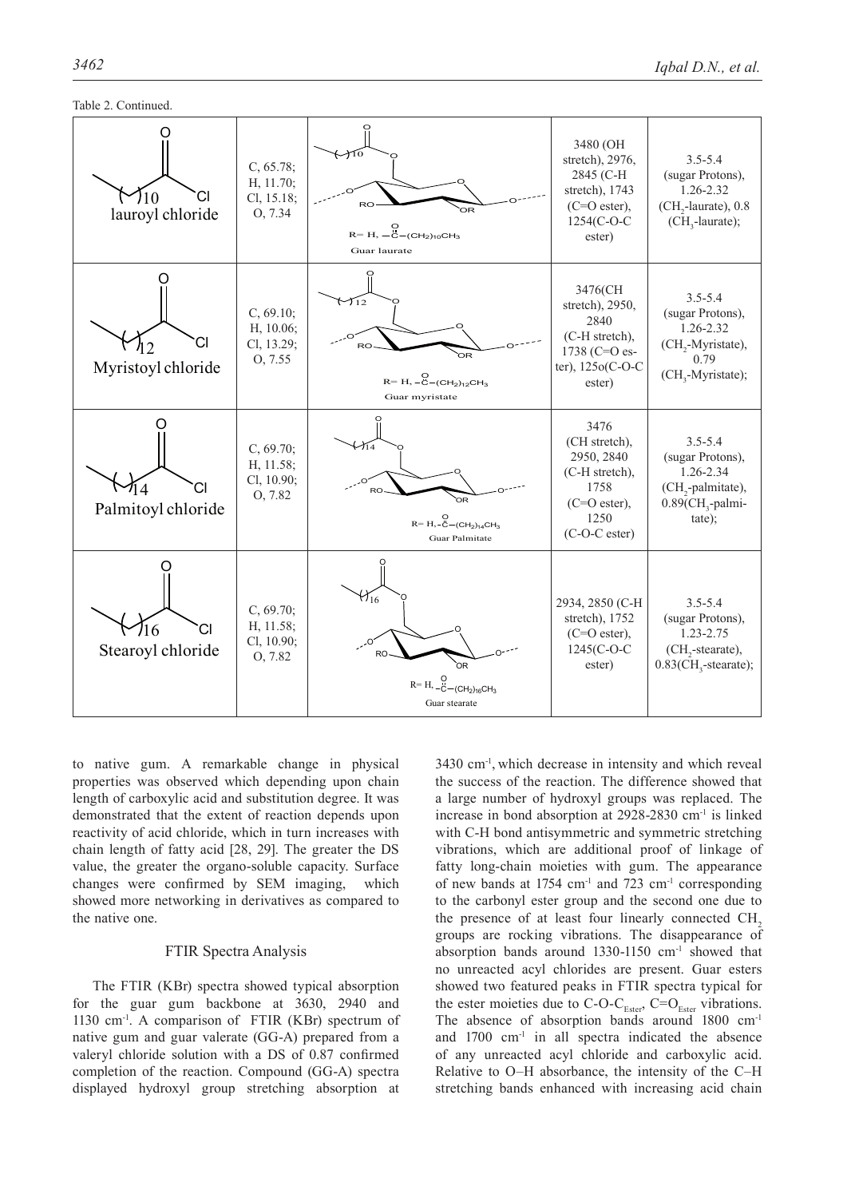Table 2. Continued.

| | | | | |
|---|---|---|---|---|
| lauroyl chloride | C, 65.78; H, 11.70; Cl, 15.18; O, 7.34 | R= H, $-C(=O)-(CH_2)_{10}CH_3$ Guar laurate | 3480 (OH stretch), 2976, 2845 (C-H stretch), 1743 (C=O ester), 1254(C-O-C ester) | 3.5-5.4 (sugar Protons), 1.26-2.32 ($CH_2$-laurate), 0.8 ($CH_3$-laurate); |
| Myristoyl chloride | C, 69.10; H, 10.06; Cl, 13.29; O, 7.55 | R= H, $-C(=O)-(CH_2)_{12}CH_3$ Guar myristate | 3476(CH stretch), 2950, 2840 (C-H stretch), 1738 (C=O ester), 125o(C-O-C ester) | 3.5-5.4 (sugar Protons), 1.26-2.32 ($CH_2$-Myristate), 0.79 ($CH_3$-Myristate); |
| Palmitoyl chloride | C, 69.70; H, 11.58; Cl, 10.90; O, 7.82 | R= H, $-C(=O)-(CH_2)_{14}CH_3$ Guar Palmitate | 3476 (CH stretch), 2950, 2840 (C-H stretch), 1758 (C=O ester), 1250 (C-O-C ester) | 3.5-5.4 (sugar Protons), 1.26-2.34 ($CH_2$-palmitate), 0.89($CH_3$-palmitate); |
| Stearoyl chloride | C, 69.70; H, 11.58; Cl, 10.90; O, 7.82 | R= H, $-C(=O)-(CH_2)_{16}CH_3$ Guar stearate | 2934, 2850 (C-H stretch), 1752 (C=O ester), 1245(C-O-C ester) | 3.5-5.4 (sugar Protons), 1.23-2.75 ($CH_2$-stearate), 0.83($CH_3$-stearate); |

to native gum. A remarkable change in physical properties was observed which depending upon chain length of carboxylic acid and substitution degree. It was demonstrated that the extent of reaction depends upon reactivity of acid chloride, which in turn increases with chain length of fatty acid [28, 29]. The greater the DS value, the greater the organo-soluble capacity. Surface changes were confirmed by SEM imaging, which showed more networking in derivatives as compared to the native one.

## FTIR Spectra Analysis

The FTIR (KBr) spectra showed typical absorption for the guar gum backbone at 3630, 2940 and 1130 cm$^{-1}$. A comparison of FTIR (KBr) spectrum of native gum and guar valerate (GG-A) prepared from a valeryl chloride solution with a DS of 0.87 confirmed completion of the reaction. Compound (GG-A) spectra displayed hydroxyl group stretching absorption at 3430 cm$^{-1}$, which decrease in intensity and which reveal the success of the reaction. The difference showed that a large number of hydroxyl groups was replaced. The increase in bond absorption at 2928-2830 cm$^{-1}$ is linked with C-H bond antisymmetric and symmetric stretching vibrations, which are additional proof of linkage of fatty long-chain moieties with gum. The appearance of new bands at 1754 cm$^{-1}$ and 723 cm$^{-1}$ corresponding to the carbonyl ester group and the second one due to the presence of at least four linearly connected $CH_2$ groups are rocking vibrations. The disappearance of absorption bands around 1330-1150 cm$^{-1}$ showed that no unreacted acyl chlorides are present. Guar esters showed two featured peaks in FTIR spectra typical for the ester moieties due to C-O-$C_{Ester}$, C=$O_{Ester}$ vibrations. The absence of absorption bands around 1800 cm$^{-1}$ and 1700 cm$^{-1}$ in all spectra indicated the absence of any unreacted acyl chloride and carboxylic acid. Relative to O–H absorbance, the intensity of the C–H stretching bands enhanced with increasing acid chain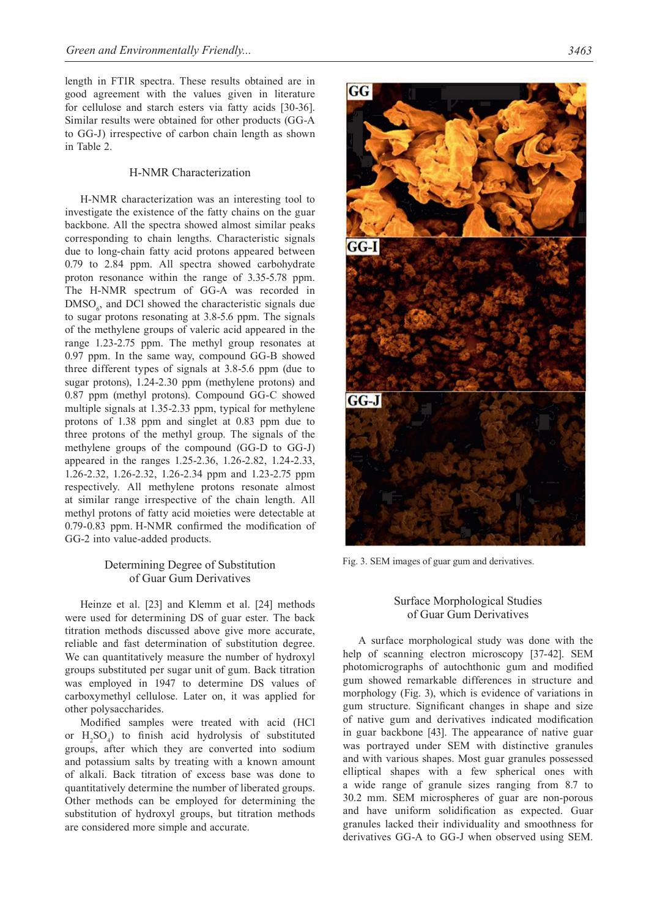length in FTIR spectra. These results obtained are in good agreement with the values given in literature for cellulose and starch esters via fatty acids [30-36]. Similar results were obtained for other products (GG-A to GG-J) irrespective of carbon chain length as shown in Table 2.

## H-NMR Characterization

H-NMR characterization was an interesting tool to investigate the existence of the fatty chains on the guar backbone. All the spectra showed almost similar peaks corresponding to chain lengths. Characteristic signals due to long-chain fatty acid protons appeared between 0.79 to 2.84 ppm. All spectra showed carbohydrate proton resonance within the range of 3.35-5.78 ppm. The H-NMR spectrum of GG-A was recorded in $DMSO_6$, and DCl showed the characteristic signals due to sugar protons resonating at 3.8-5.6 ppm. The signals of the methylene groups of valeric acid appeared in the range 1.23-2.75 ppm. The methyl group resonates at 0.97 ppm. In the same way, compound GG-B showed three different types of signals at 3.8-5.6 ppm (due to sugar protons), 1.24-2.30 ppm (methylene protons) and 0.87 ppm (methyl protons). Compound GG-C showed multiple signals at 1.35-2.33 ppm, typical for methylene protons of 1.38 ppm and singlet at 0.83 ppm due to three protons of the methyl group. The signals of the methylene groups of the compound (GG-D to GG-J) appeared in the ranges 1.25-2.36, 1.26-2.82, 1.24-2.33, 1.26-2.32, 1.26-2.32, 1.26-2.34 ppm and 1.23-2.75 ppm respectively. All methylene protons resonate almost at similar range irrespective of the chain length. All methyl protons of fatty acid moieties were detectable at 0.79-0.83 ppm. H-NMR confirmed the modification of GG-2 into value-added products.

## Determining Degree of Substitution of Guar Gum Derivatives

Heinze et al. [23] and Klemm et al. [24] methods were used for determining DS of guar ester. The back titration methods discussed above give more accurate, reliable and fast determination of substitution degree. We can quantitatively measure the number of hydroxyl groups substituted per sugar unit of gum. Back titration was employed in 1947 to determine DS values of carboxymethyl cellulose. Later on, it was applied for other polysaccharides.

Modified samples were treated with acid (HCl or $H_2SO_4$) to finish acid hydrolysis of substituted groups, after which they are converted into sodium and potassium salts by treating with a known amount of alkali. Back titration of excess base was done to quantitatively determine the number of liberated groups. Other methods can be employed for determining the substitution of hydroxyl groups, but titration methods are considered more simple and accurate.

Fig. 3. SEM images of guar gum and derivatives.

## Surface Morphological Studies of Guar Gum Derivatives

A surface morphological study was done with the help of scanning electron microscopy [37-42]. SEM photomicrographs of autochthonic gum and modified gum showed remarkable differences in structure and morphology (Fig. 3), which is evidence of variations in gum structure. Significant changes in shape and size of native gum and derivatives indicated modification in guar backbone [43]. The appearance of native guar was portrayed under SEM with distinctive granules and with various shapes. Most guar granules possessed elliptical shapes with a few spherical ones with a wide range of granule sizes ranging from 8.7 to 30.2 mm. SEM microspheres of guar are non-porous and have uniform solidification as expected. Guar granules lacked their individuality and smoothness for derivatives GG-A to GG-J when observed using SEM.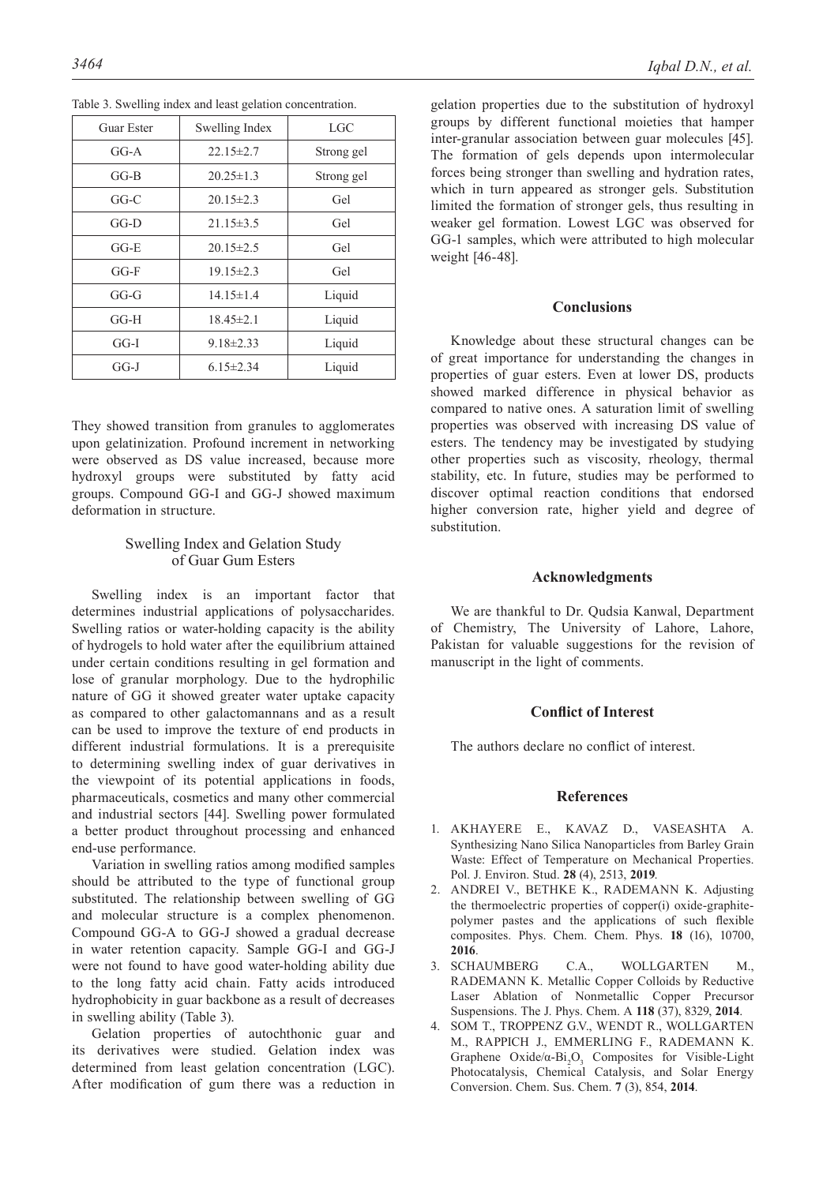Table 3. Swelling index and least gelation concentration.

| Guar Ester | Swelling Index | LGC |
|---|---|---|
| GG-A | 22.15±2.7 | Strong gel |
| GG-B | 20.25±1.3 | Strong gel |
| GG-C | 20.15±2.3 | Gel |
| GG-D | 21.15±3.5 | Gel |
| GG-E | 20.15±2.5 | Gel |
| GG-F | 19.15±2.3 | Gel |
| GG-G | 14.15±1.4 | Liquid |
| GG-H | 18.45±2.1 | Liquid |
| GG-I | 9.18±2.33 | Liquid |
| GG-J | 6.15±2.34 | Liquid |

They showed transition from granules to agglomerates upon gelatinization. Profound increment in networking were observed as DS value increased, because more hydroxyl groups were substituted by fatty acid groups. Compound GG-I and GG-J showed maximum deformation in structure.

### Swelling Index and Gelation Study of Guar Gum Esters

Swelling index is an important factor that determines industrial applications of polysaccharides. Swelling ratios or water-holding capacity is the ability of hydrogels to hold water after the equilibrium attained under certain conditions resulting in gel formation and lose of granular morphology. Due to the hydrophilic nature of GG it showed greater water uptake capacity as compared to other galactomannans and as a result can be used to improve the texture of end products in different industrial formulations. It is a prerequisite to determining swelling index of guar derivatives in the viewpoint of its potential applications in foods, pharmaceuticals, cosmetics and many other commercial and industrial sectors [44]. Swelling power formulated a better product throughout processing and enhanced end-use performance.

Variation in swelling ratios among modified samples should be attributed to the type of functional group substituted. The relationship between swelling of GG and molecular structure is a complex phenomenon. Compound GG-A to GG-J showed a gradual decrease in water retention capacity. Sample GG-I and GG-J were not found to have good water-holding ability due to the long fatty acid chain. Fatty acids introduced hydrophobicity in guar backbone as a result of decreases in swelling ability (Table 3).

Gelation properties of autochthonic guar and its derivatives were studied. Gelation index was determined from least gelation concentration (LGC). After modification of gum there was a reduction in gelation properties due to the substitution of hydroxyl groups by different functional moieties that hamper inter-granular association between guar molecules [45]. The formation of gels depends upon intermolecular forces being stronger than swelling and hydration rates, which in turn appeared as stronger gels. Substitution limited the formation of stronger gels, thus resulting in weaker gel formation. Lowest LGC was observed for GG-1 samples, which were attributed to high molecular weight [46-48].

## Conclusions

Knowledge about these structural changes can be of great importance for understanding the changes in properties of guar esters. Even at lower DS, products showed marked difference in physical behavior as compared to native ones. A saturation limit of swelling properties was observed with increasing DS value of esters. The tendency may be investigated by studying other properties such as viscosity, rheology, thermal stability, etc. In future, studies may be performed to discover optimal reaction conditions that endorsed higher conversion rate, higher yield and degree of substitution.

## Acknowledgments

We are thankful to Dr. Qudsia Kanwal, Department of Chemistry, The University of Lahore, Lahore, Pakistan for valuable suggestions for the revision of manuscript in the light of comments.

## Conflict of Interest

The authors declare no conflict of interest.

## References

1. AKHAYERE E., KAVAZ D., VASEASHTA A. Synthesizing Nano Silica Nanoparticles from Barley Grain Waste: Effect of Temperature on Mechanical Properties. Pol. J. Environ. Stud. **28** (4), 2513, **2019**.
2. ANDREI V., BETHKE K., RADEMANN K. Adjusting the thermoelectric properties of copper(i) oxide-graphite-polymer pastes and the applications of such flexible composites. Phys. Chem. Chem. Phys. **18** (16), 10700, **2016**.
3. SCHAUMBERG C.A., WOLLGARTEN M., RADEMANN K. Metallic Copper Colloids by Reductive Laser Ablation of Nonmetallic Copper Precursor Suspensions. The J. Phys. Chem. A **118** (37), 8329, **2014**.
4. SOM T., TROPPENZ G.V., WENDT R., WOLLGARTEN M., RAPPICH J., EMMERLING F., RADEMANN K. Graphene Oxide/α-$Bi_2O_3$ Composites for Visible-Light Photocatalysis, Chemical Catalysis, and Solar Energy Conversion. Chem. Sus. Chem. **7** (3), 854, **2014**.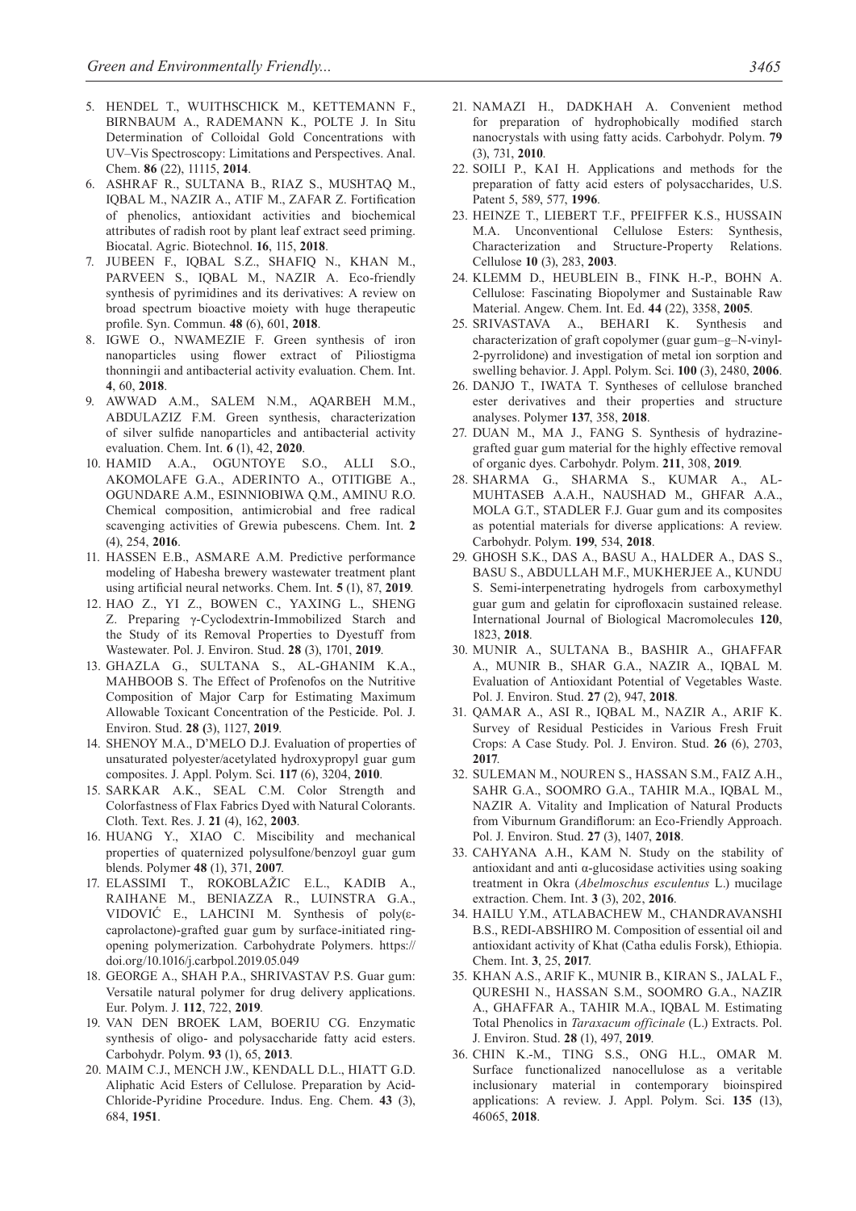5. HENDEL T., WUITHSCHICK M., KETTEMANN F., BIRNBAUM A., RADEMANN K., POLTE J. In Situ Determination of Colloidal Gold Concentrations with UV–Vis Spectroscopy: Limitations and Perspectives. Anal. Chem. **86** (22), 11115, **2014**.
6. ASHRAF R., SULTANA B., RIAZ S., MUSHTAQ M., IQBAL M., NAZIR A., ATIF M., ZAFAR Z. Fortification of phenolics, antioxidant activities and biochemical attributes of radish root by plant leaf extract seed priming. Biocatal. Agric. Biotechnol. **16**, 115, **2018**.
7. JUBEEN F., IQBAL S.Z., SHAFIQ N., KHAN M., PARVEEN S., IQBAL M., NAZIR A. Eco-friendly synthesis of pyrimidines and its derivatives: A review on broad spectrum bioactive moiety with huge therapeutic profile. Syn. Commun. **48** (6), 601, **2018**.
8. IGWE O., NWAMEZIE F. Green synthesis of iron nanoparticles using flower extract of Piliostigma thonningii and antibacterial activity evaluation. Chem. Int. **4**, 60, **2018**.
9. AWWAD A.M., SALEM N.M., AQARBEH M.M., ABDULAZIZ F.M. Green synthesis, characterization of silver sulfide nanoparticles and antibacterial activity evaluation. Chem. Int. **6** (1), 42, **2020**.
10. HAMID A.A., OGUNTOYE S.O., ALLI S.O., AKOMOLAFE G.A., ADERINTO A., OTITIGBE A., OGUNDARE A.M., ESINNIOBIWA Q.M., AMINU R.O. Chemical composition, antimicrobial and free radical scavenging activities of Grewia pubescens. Chem. Int. **2** (4), 254, **2016**.
11. HASSEN E.B., ASMARE A.M. Predictive performance modeling of Habesha brewery wastewater treatment plant using artificial neural networks. Chem. Int. **5** (1), 87, **2019**.
12. HAO Z., YI Z., BOWEN C., YAXING L., SHENG Z. Preparing γ-Cyclodextrin-Immobilized Starch and the Study of its Removal Properties to Dyestuff from Wastewater. Pol. J. Environ. Stud. **28** (3), 1701, **2019**.
13. GHAZLA G., SULTANA S., AL-GHANIM K.A., MAHBOOB S. The Effect of Profenofos on the Nutritive Composition of Major Carp for Estimating Maximum Allowable Toxicant Concentration of the Pesticide. Pol. J. Environ. Stud. **28 (**3), 1127, **2019**.
14. SHENOY M.A., D'MELO D.J. Evaluation of properties of unsaturated polyester/acetylated hydroxypropyl guar gum composites. J. Appl. Polym. Sci. **117** (6), 3204, **2010**.
15. SARKAR A.K., SEAL C.M. Color Strength and Colorfastness of Flax Fabrics Dyed with Natural Colorants. Cloth. Text. Res. J. **21** (4), 162, **2003**.
16. HUANG Y., XIAO C. Miscibility and mechanical properties of quaternized polysulfone/benzoyl guar gum blends. Polymer **48** (1), 371, **2007**.
17. ELASSIMI T., ROKOBLAŽIC E.L., KADIB A., RAIHANE M., BENIAZZA R., LUINSTRA G.A., VIDOVIĆ E., LAHCINI M. Synthesis of poly(ε-caprolactone)-grafted guar gum by surface-initiated ring-opening polymerization. Carbohydrate Polymers. https://doi.org/10.1016/j.carbpol.2019.05.049
18. GEORGE A., SHAH P.A., SHRIVASTAV P.S. Guar gum: Versatile natural polymer for drug delivery applications. Eur. Polym. J. **112**, 722, **2019**.
19. VAN DEN BROEK LAM, BOERIU CG. Enzymatic synthesis of oligo- and polysaccharide fatty acid esters. Carbohydr. Polym. **93** (1), 65, **2013**.
20. MAIM C.J., MENCH J.W., KENDALL D.L., HIATT G.D. Aliphatic Acid Esters of Cellulose. Preparation by Acid-Chloride-Pyridine Procedure. Indus. Eng. Chem. **43** (3), 684, **1951**.
21. NAMAZI H., DADKHAH A. Convenient method for preparation of hydrophobically modified starch nanocrystals with using fatty acids. Carbohydr. Polym. **79** (3), 731, **2010**.
22. SOILI P., KAI H. Applications and methods for the preparation of fatty acid esters of polysaccharides, U.S. Patent 5, 589, 577, **1996**.
23. HEINZE T., LIEBERT T.F., PFEIFFER K.S., HUSSAIN M.A. Unconventional Cellulose Esters: Synthesis, Characterization and Structure-Property Relations. Cellulose **10** (3), 283, **2003**.
24. KLEMM D., HEUBLEIN B., FINK H.-P., BOHN A. Cellulose: Fascinating Biopolymer and Sustainable Raw Material. Angew. Chem. Int. Ed. **44** (22), 3358, **2005**.
25. SRIVASTAVA A., BEHARI K. Synthesis and characterization of graft copolymer (guar gum–g–N-vinyl-2-pyrrolidone) and investigation of metal ion sorption and swelling behavior. J. Appl. Polym. Sci. **100** (3), 2480, **2006**.
26. DANJO T., IWATA T. Syntheses of cellulose branched ester derivatives and their properties and structure analyses. Polymer **137**, 358, **2018**.
27. DUAN M., MA J., FANG S. Synthesis of hydrazine-grafted guar gum material for the highly effective removal of organic dyes. Carbohydr. Polym. **211**, 308, **2019**.
28. SHARMA G., SHARMA S., KUMAR A., AL-MUHTASEB A.A.H., NAUSHAD M., GHFAR A.A., MOLA G.T., STADLER F.J. Guar gum and its composites as potential materials for diverse applications: A review. Carbohydr. Polym. **199**, 534, **2018**.
29. GHOSH S.K., DAS A., BASU A., HALDER A., DAS S., BASU S., ABDULLAH M.F., MUKHERJEE A., KUNDU S. Semi-interpenetrating hydrogels from carboxymethyl guar gum and gelatin for ciprofloxacin sustained release. International Journal of Biological Macromolecules **120**, 1823, **2018**.
30. MUNIR A., SULTANA B., BASHIR A., GHAFFAR A., MUNIR B., SHAR G.A., NAZIR A., IQBAL M. Evaluation of Antioxidant Potential of Vegetables Waste. Pol. J. Environ. Stud. **27** (2), 947, **2018**.
31. QAMAR A., ASI R., IQBAL M., NAZIR A., ARIF K. Survey of Residual Pesticides in Various Fresh Fruit Crops: A Case Study. Pol. J. Environ. Stud. **26** (6), 2703, **2017**.
32. SULEMAN M., NOUREN S., HASSAN S.M., FAIZ A.H., SAHR G.A., SOOMRO G.A., TAHIR M.A., IQBAL M., NAZIR A. Vitality and Implication of Natural Products from Viburnum Grandiflorum: an Eco-Friendly Approach. Pol. J. Environ. Stud. **27** (3), 1407, **2018**.
33. CAHYANA A.H., KAM N. Study on the stability of antioxidant and anti α-glucosidase activities using soaking treatment in Okra (*Abelmoschus esculentus* L.) mucilage extraction. Chem. Int. **3** (3), 202, **2016**.
34. HAILU Y.M., ATLABACHEW M., CHANDRAVANSHI B.S., REDI-ABSHIRO M. Composition of essential oil and antioxidant activity of Khat (Catha edulis Forsk), Ethiopia. Chem. Int. **3**, 25, **2017**.
35. KHAN A.S., ARIF K., MUNIR B., KIRAN S., JALAL F., QURESHI N., HASSAN S.M., SOOMRO G.A., NAZIR A., GHAFFAR A., TAHIR M.A., IQBAL M. Estimating Total Phenolics in *Taraxacum officinale* (L.) Extracts. Pol. J. Environ. Stud. **28** (1), 497, **2019**.
36. CHIN K.-M., TING S.S., ONG H.L., OMAR M. Surface functionalized nanocellulose as a veritable inclusionary material in contemporary bioinspired applications: A review. J. Appl. Polym. Sci. **135** (13), 46065, **2018**.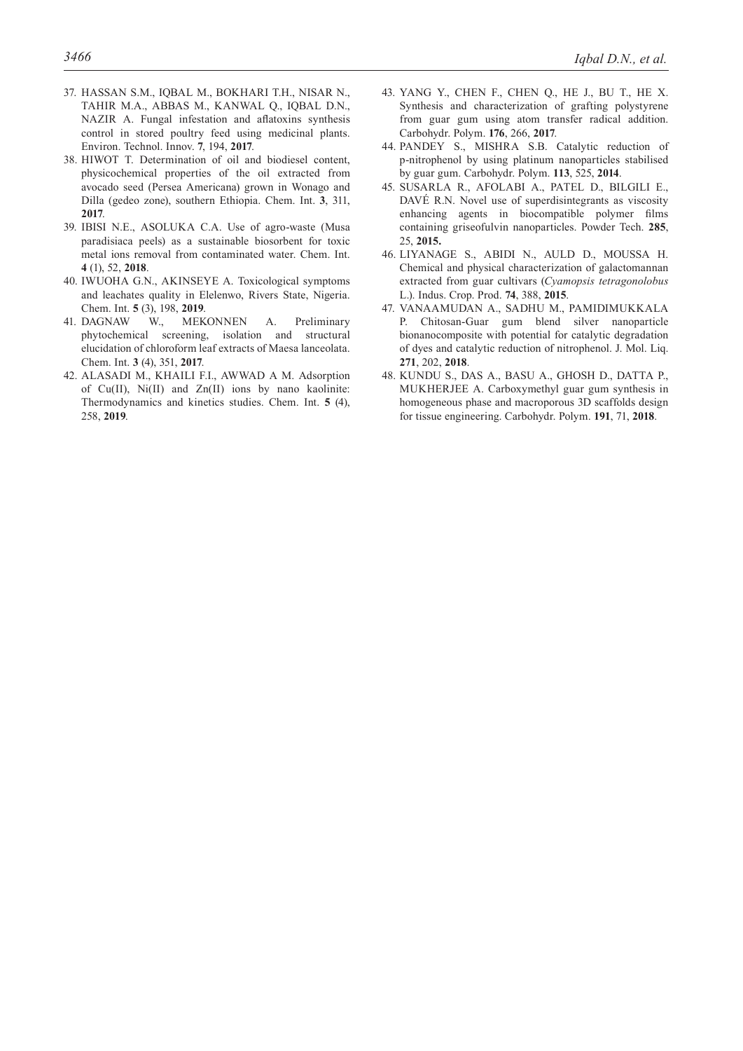37. HASSAN S.M., IQBAL M., BOKHARI T.H., NISAR N., TAHIR M.A., ABBAS M., KANWAL Q., IQBAL D.N., NAZIR A. Fungal infestation and aflatoxins synthesis control in stored poultry feed using medicinal plants. Environ. Technol. Innov. **7**, 194, **2017**.
38. HIWOT T. Determination of oil and biodiesel content, physicochemical properties of the oil extracted from avocado seed (Persea Americana) grown in Wonago and Dilla (gedeo zone), southern Ethiopia. Chem. Int. **3**, 311, **2017**.
39. IBISI N.E., ASOLUKA C.A. Use of agro-waste (Musa paradisiaca peels) as a sustainable biosorbent for toxic metal ions removal from contaminated water. Chem. Int. **4** (1), 52, **2018**.
40. IWUOHA G.N., AKINSEYE A. Toxicological symptoms and leachates quality in Elelenwo, Rivers State, Nigeria. Chem. Int. **5** (3), 198, **2019**.
41. DAGNAW W., MEKONNEN A. Preliminary phytochemical screening, isolation and structural elucidation of chloroform leaf extracts of Maesa lanceolata. Chem. Int. **3** (4), 351, **2017**.
42. ALASADI M., KHAILI F.I., AWWAD A M. Adsorption of Cu(II), Ni(II) and Zn(II) ions by nano kaolinite: Thermodynamics and kinetics studies. Chem. Int. **5** (4), 258, **2019**.
43. YANG Y., CHEN F., CHEN Q., HE J., BU T., HE X. Synthesis and characterization of grafting polystyrene from guar gum using atom transfer radical addition. Carbohydr. Polym. **176**, 266, **2017**.
44. PANDEY S., MISHRA S.B. Catalytic reduction of p-nitrophenol by using platinum nanoparticles stabilised by guar gum. Carbohydr. Polym. **113**, 525, **2014**.
45. SUSARLA R., AFOLABI A., PATEL D., BILGILI E., DAVÉ R.N. Novel use of superdisintegrants as viscosity enhancing agents in biocompatible polymer films containing griseofulvin nanoparticles. Powder Tech. **285**, 25, **2015.**
46. LIYANAGE S., ABIDI N., AULD D., MOUSSA H. Chemical and physical characterization of galactomannan extracted from guar cultivars (*Cyamopsis tetragonolobus* L.). Indus. Crop. Prod. **74**, 388, **2015**.
47. VANAAMUDAN A., SADHU M., PAMIDIMUKKALA P. Chitosan-Guar gum blend silver nanoparticle bionanocomposite with potential for catalytic degradation of dyes and catalytic reduction of nitrophenol. J. Mol. Liq. **271**, 202, **2018**.
48. KUNDU S., DAS A., BASU A., GHOSH D., DATTA P., MUKHERJEE A. Carboxymethyl guar gum synthesis in homogeneous phase and macroporous 3D scaffolds design for tissue engineering. Carbohydr. Polym. **191**, 71, **2018**.